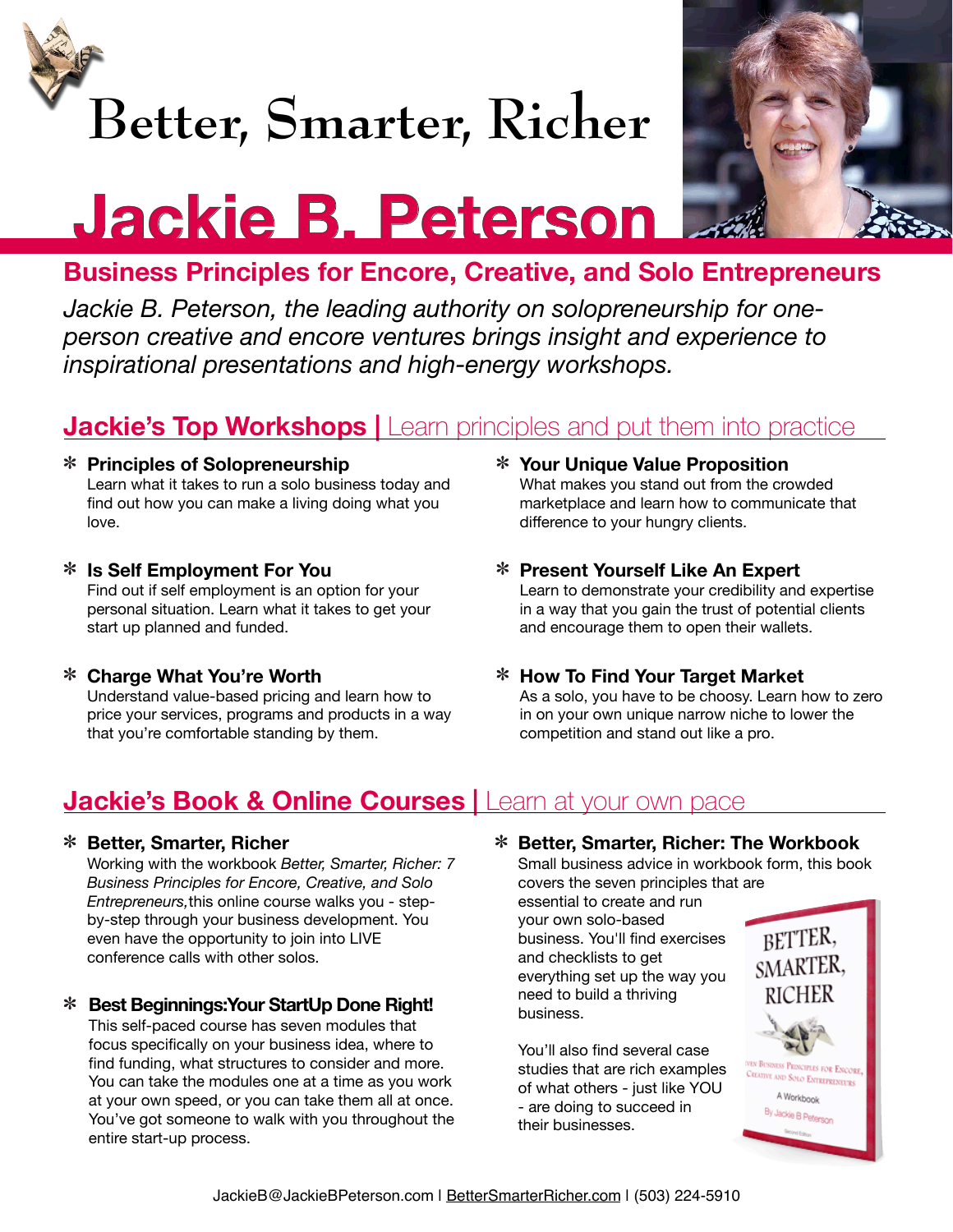# Better, Smarter, Richer

# Jackie B. Peterson

## Business Principles for Encore, Creative, and Solo Entrepreneurs

*Jackie B. Peterson, the leading authority on solopreneurship for one-person creative and encore ventures brings insight and experience to inspirational presentations and high-energy workshops.*

## Jackie's Top Workshops | Learn principles and put them into practice

* **Principles of Solopreneurship**
  Learn what it takes to run a solo business today and find out how you can make a living doing what you love.

* **Is Self Employment For You**
  Find out if self employment is an option for your personal situation. Learn what it takes to get your start up planned and funded.

* **Charge What You're Worth**
  Understand value-based pricing and learn how to price your services, programs and products in a way that you're comfortable standing by them.

* **Your Unique Value Proposition**
  What makes you stand out from the crowded marketplace and learn how to communicate that difference to your hungry clients.

* **Present Yourself Like An Expert**
  Learn to demonstrate your credibility and expertise in a way that you gain the trust of potential clients and encourage them to open their wallets.

* **How To Find Your Target Market**
  As a solo, you have to be choosy. Learn how to zero in on your own unique narrow niche to lower the competition and stand out like a pro.

## Jackie's Book & Online Courses | Learn at your own pace

* **Better, Smarter, Richer**
  Working with the workbook *Better, Smarter, Richer: 7 Business Principles for Encore, Creative, and Solo Entrepreneurs,* this online course walks you - step-by-step through your business development. You even have the opportunity to join into LIVE conference calls with other solos.

* **Best Beginnings:Your StartUp Done Right!**
  This self-paced course has seven modules that focus specifically on your business idea, where to find funding, what structures to consider and more. You can take the modules one at a time as you work at your own speed, or you can take them all at once. You've got someone to walk with you throughout the entire start-up process.

* **Better, Smarter, Richer: The Workbook**
  Small business advice in workbook form, this book covers the seven principles that are essential to create and run your own solo-based business. You'll find exercises and checklists to get everything set up the way you need to build a thriving business.

  You'll also find several case studies that are rich examples of what others - just like YOU - are doing to succeed in their businesses.

JackieB@JackieBPeterson.com | BetterSmarterRicher.com | (503) 224-5910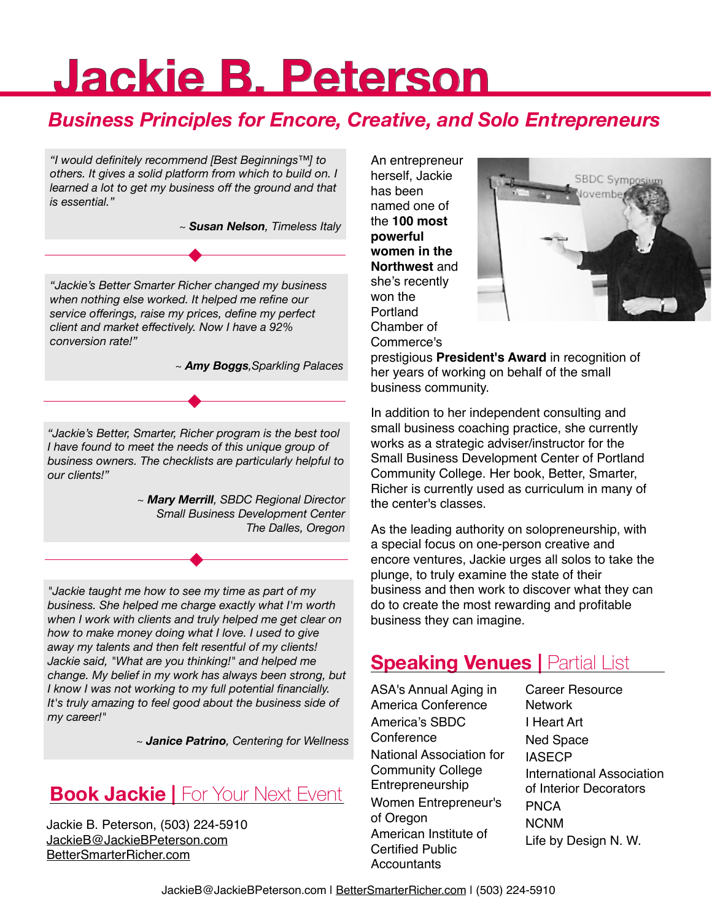# Jackie B. Peterson

## *Business Principles for Encore, Creative, and Solo Entrepreneurs*

*"I would definitely recommend [Best Beginnings™] to others. It gives a solid platform from which to build on. I learned a lot to get my business off the ground and that is essential."*

~ ***Susan Nelson**, Timeless Italy*

*"Jackie's Better Smarter Richer changed my business when nothing else worked. It helped me refine our service offerings, raise my prices, define my perfect client and market effectively. Now I have a 92% conversion rate!"*

~ ***Amy Boggs**,Sparkling Palaces*

*"Jackie's Better, Smarter, Richer program is the best tool I have found to meet the needs of this unique group of business owners. The checklists are particularly helpful to our clients!"*

~ ***Mary Merrill**, SBDC Regional Director*
*Small Business Development Center*
*The Dalles, Oregon*

*"Jackie taught me how to see my time as part of my business. She helped me charge exactly what I'm worth when I work with clients and truly helped me get clear on how to make money doing what I love. I used to give away my talents and then felt resentful of my clients! Jackie said, "What are you thinking!" and helped me change. My belief in my work has always been strong, but I know I was not working to my full potential financially. It's truly amazing to feel good about the business side of my career!"*

~ ***Janice Patrino**, Centering for Wellness*

## **Book Jackie |** For Your Next Event

Jackie B. Peterson, (503) 224-5910
JackieB@JackieBPeterson.com
BetterSmarterRicher.com

An entrepreneur herself, Jackie has been named one of the **100 most powerful women in the Northwest** and she's recently won the Portland Chamber of Commerce's prestigious **President's Award** in recognition of her years of working on behalf of the small business community.

In addition to her independent consulting and small business coaching practice, she currently works as a strategic adviser/instructor for the Small Business Development Center of Portland Community College. Her book, Better, Smarter, Richer is currently used as curriculum in many of the center's classes.

As the leading authority on solopreneurship, with a special focus on one-person creative and encore ventures, Jackie urges all solos to take the plunge, to truly examine the state of their business and then work to discover what they can do to create the most rewarding and profitable business they can imagine.

## **Speaking Venues |** Partial List

- ASA's Annual Aging in America Conference
- America's SBDC Conference
- National Association for Community College Entrepreneurship
- Women Entrepreneur's of Oregon
- American Institute of Certified Public Accountants
- Career Resource Network
- I Heart Art
- Ned Space
- IASECP
- International Association of Interior Decorators
- PNCA
- NCNM
- Life by Design N. W.

JackieB@JackieBPeterson.com | BetterSmarterRicher.com | (503) 224-5910